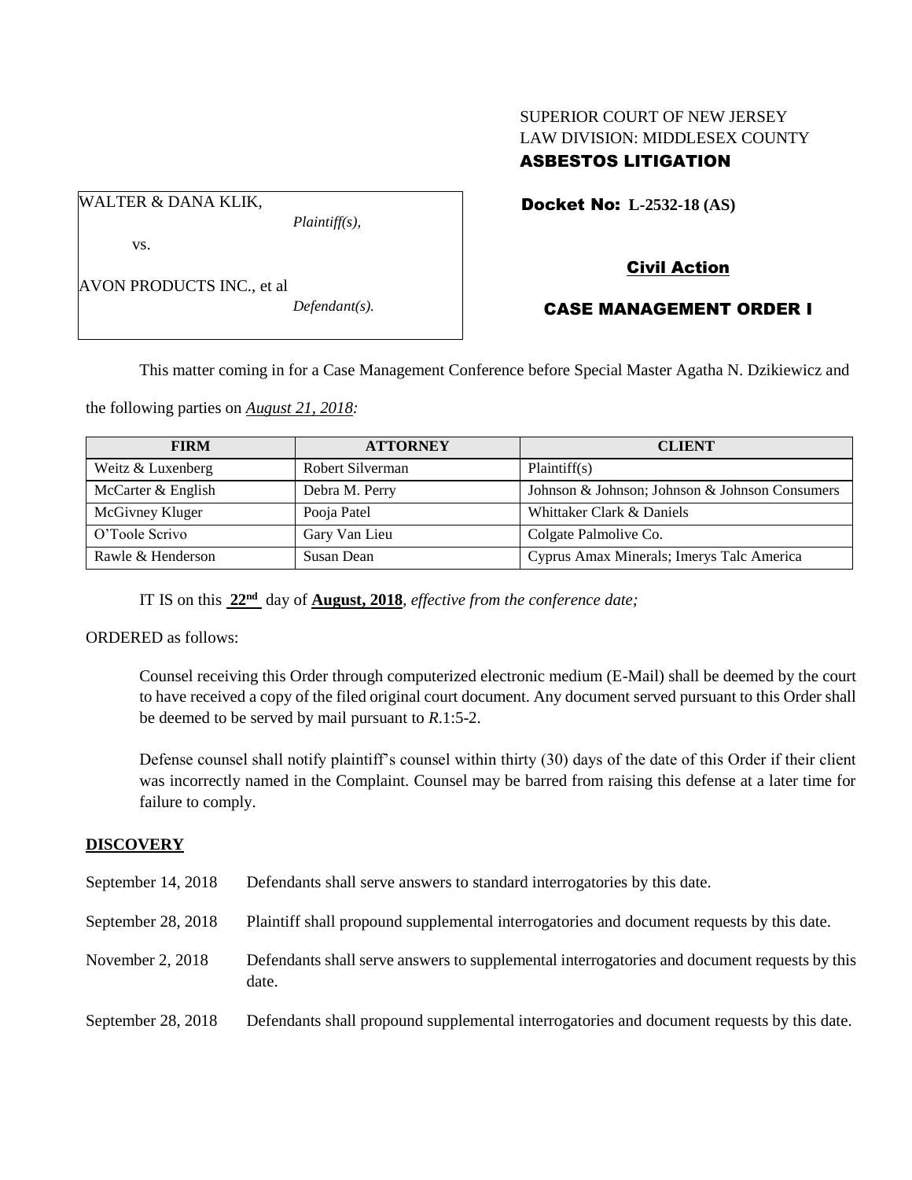SUPERIOR COURT OF NEW JERSEY
LAW DIVISION: MIDDLESEX COUNTY
**ASBESTOS LITIGATION**

WALTER & DANA KLIK,
*Plaintiff(s),*

vs.

AVON PRODUCTS INC., et al
*Defendant(s).*

**Docket No: L-2532-18 (AS)**

**Civil Action**

**CASE MANAGEMENT ORDER I**

This matter coming in for a Case Management Conference before Special Master Agatha N. Dzikiewicz and the following parties on ***August 21, 2018:***

| FIRM | ATTORNEY | CLIENT |
|---|---|---|
| Weitz & Luxenberg | Robert Silverman | Plaintiff(s) |
| McCarter & English | Debra M. Perry | Johnson & Johnson; Johnson & Johnson Consumers |
| McGivney Kluger | Pooja Patel | Whittaker Clark & Daniels |
| O'Toole Scrivo | Gary Van Lieu | Colgate Palmolive Co. |
| Rawle & Henderson | Susan Dean | Cyprus Amax Minerals; Imerys Talc America |

IT IS on this **22nd** day of **August, 2018**, *effective from the conference date;*

ORDERED as follows:

Counsel receiving this Order through computerized electronic medium (E-Mail) shall be deemed by the court to have received a copy of the filed original court document. Any document served pursuant to this Order shall be deemed to be served by mail pursuant to *R*.1:5-2.

Defense counsel shall notify plaintiff's counsel within thirty (30) days of the date of this Order if their client was incorrectly named in the Complaint. Counsel may be barred from raising this defense at a later time for failure to comply.

## DISCOVERY

| | |
|---|---|
| September 14, 2018 | Defendants shall serve answers to standard interrogatories by this date. |
| September 28, 2018 | Plaintiff shall propound supplemental interrogatories and document requests by this date. |
| November 2, 2018 | Defendants shall serve answers to supplemental interrogatories and document requests by this date. |
| September 28, 2018 | Defendants shall propound supplemental interrogatories and document requests by this date. |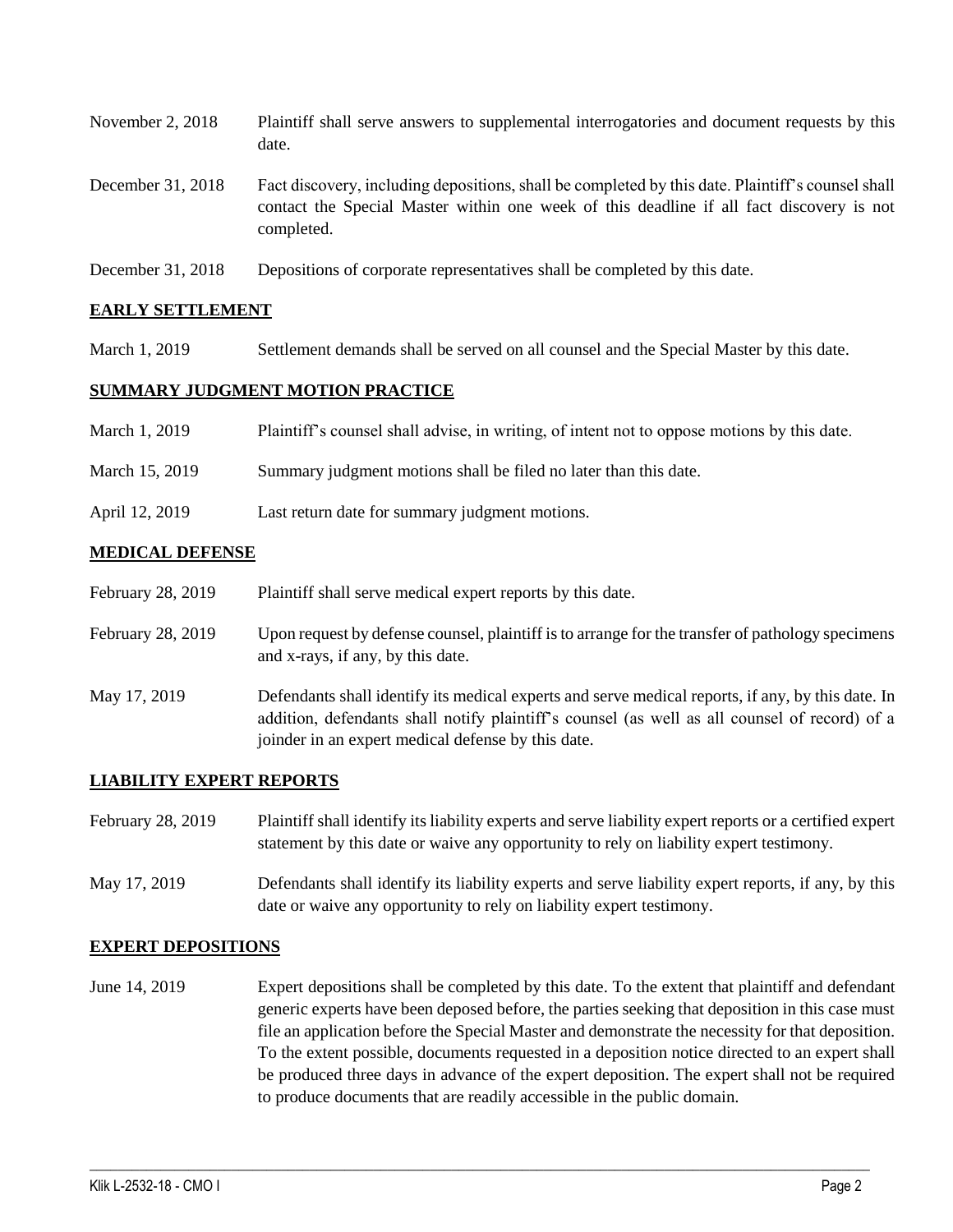| | |
|---|---|
| November 2, 2018 | Plaintiff shall serve answers to supplemental interrogatories and document requests by this date. |
| December 31, 2018 | Fact discovery, including depositions, shall be completed by this date. Plaintiff's counsel shall contact the Special Master within one week of this deadline if all fact discovery is not completed. |
| December 31, 2018 | Depositions of corporate representatives shall be completed by this date. |

## EARLY SETTLEMENT

| | |
|---|---|
| March 1, 2019 | Settlement demands shall be served on all counsel and the Special Master by this date. |

## SUMMARY JUDGMENT MOTION PRACTICE

| | |
|---|---|
| March 1, 2019 | Plaintiff's counsel shall advise, in writing, of intent not to oppose motions by this date. |
| March 15, 2019 | Summary judgment motions shall be filed no later than this date. |
| April 12, 2019 | Last return date for summary judgment motions. |

## MEDICAL DEFENSE

| | |
|---|---|
| February 28, 2019 | Plaintiff shall serve medical expert reports by this date. |
| February 28, 2019 | Upon request by defense counsel, plaintiff is to arrange for the transfer of pathology specimens and x-rays, if any, by this date. |
| May 17, 2019 | Defendants shall identify its medical experts and serve medical reports, if any, by this date. In addition, defendants shall notify plaintiff's counsel (as well as all counsel of record) of a joinder in an expert medical defense by this date. |

## LIABILITY EXPERT REPORTS

| | |
|---|---|
| February 28, 2019 | Plaintiff shall identify its liability experts and serve liability expert reports or a certified expert statement by this date or waive any opportunity to rely on liability expert testimony. |
| May 17, 2019 | Defendants shall identify its liability experts and serve liability expert reports, if any, by this date or waive any opportunity to rely on liability expert testimony. |

## EXPERT DEPOSITIONS

| | |
|---|---|
| June 14, 2019 | Expert depositions shall be completed by this date. To the extent that plaintiff and defendant generic experts have been deposed before, the parties seeking that deposition in this case must file an application before the Special Master and demonstrate the necessity for that deposition. To the extent possible, documents requested in a deposition notice directed to an expert shall be produced three days in advance of the expert deposition. The expert shall not be required to produce documents that are readily accessible in the public domain. |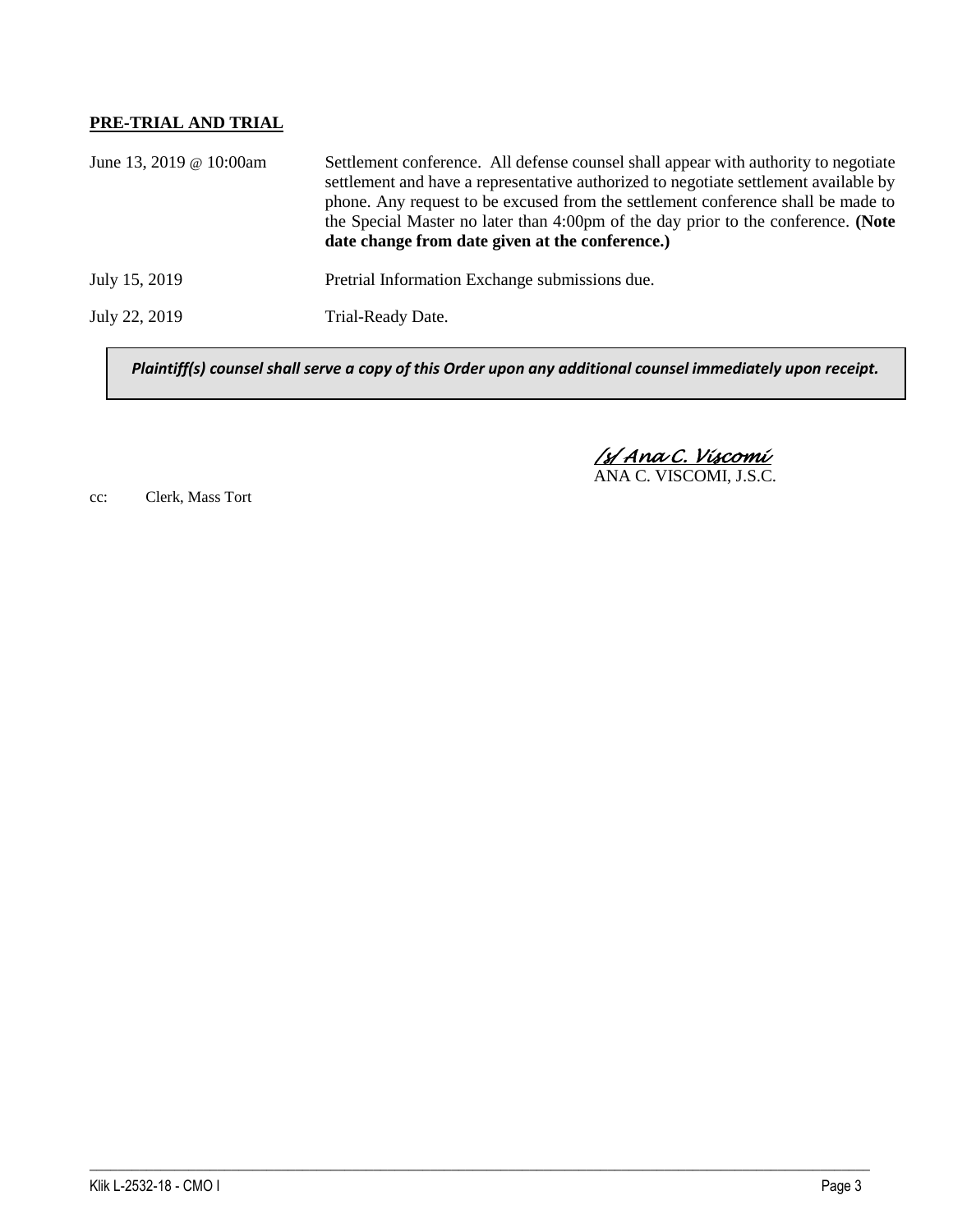**PRE-TRIAL AND TRIAL**

| | |
|---|---|
| June 13, 2019 @ 10:00am | Settlement conference. All defense counsel shall appear with authority to negotiate settlement and have a representative authorized to negotiate settlement available by phone. Any request to be excused from the settlement conference shall be made to the Special Master no later than 4:00pm of the day prior to the conference. **(Note date change from date given at the conference.)** |
| July 15, 2019 | Pretrial Information Exchange submissions due. |
| July 22, 2019 | Trial-Ready Date. |

***Plaintiff(s) counsel shall serve a copy of this Order upon any additional counsel immediately upon receipt.***

/s/ Ana C. Viscomi
ANA C. VISCOMI, J.S.C.

cc: Clerk, Mass Tort